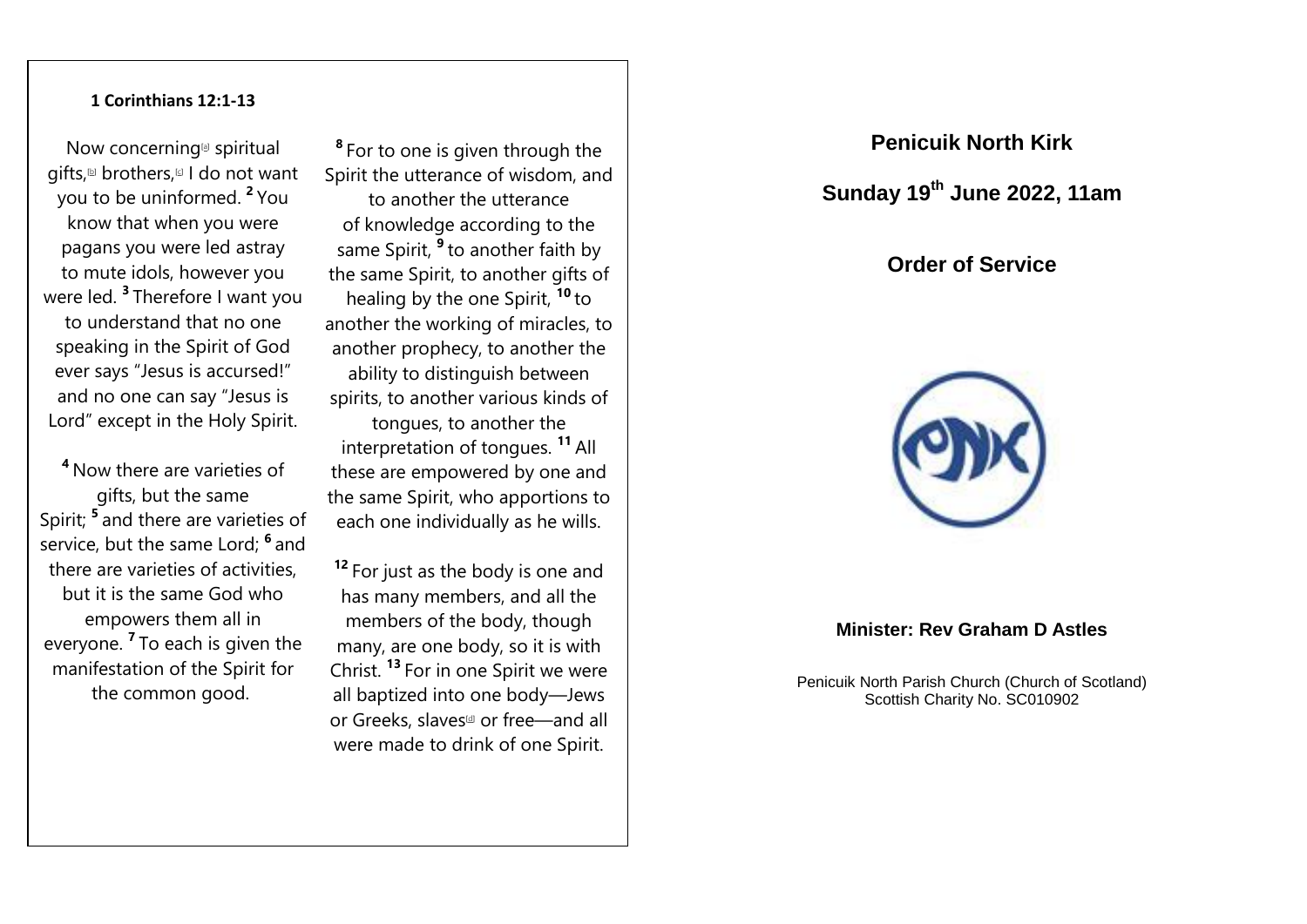**1 Corinthians 12:1-13**

Now concerning[a] spiritual gifts,[b] brothers,[c] I do not want you to be uninformed. [2] You know that when you were pagans you were led astray to mute idols, however you were led. [3] Therefore I want you to understand that no one speaking in the Spirit of God ever says "Jesus is accursed!" and no one can say "Jesus is Lord" except in the Holy Spirit.

[4] Now there are varieties of gifts, but the same Spirit; [5] and there are varieties of service, but the same Lord; [6] and there are varieties of activities, but it is the same God who empowers them all in everyone. [7] To each is given the manifestation of the Spirit for the common good.

[8] For to one is given through the Spirit the utterance of wisdom, and to another the utterance of knowledge according to the same Spirit, [9] to another faith by the same Spirit, to another gifts of healing by the one Spirit, [10] to another the working of miracles, to another prophecy, to another the ability to distinguish between spirits, to another various kinds of tongues, to another the interpretation of tongues. [11] All these are empowered by one and the same Spirit, who apportions to each one individually as he wills.

[12] For just as the body is one and has many members, and all the members of the body, though many, are one body, so it is with Christ. [13] For in one Spirit we were all baptized into one body—Jews or Greeks, slaves[d] or free—and all were made to drink of one Spirit.

# Penicuik North Kirk

## Sunday 19th June 2022, 11am

## Order of Service

**Minister: Rev Graham D Astles**

Penicuik North Parish Church (Church of Scotland)
Scottish Charity No. SC010902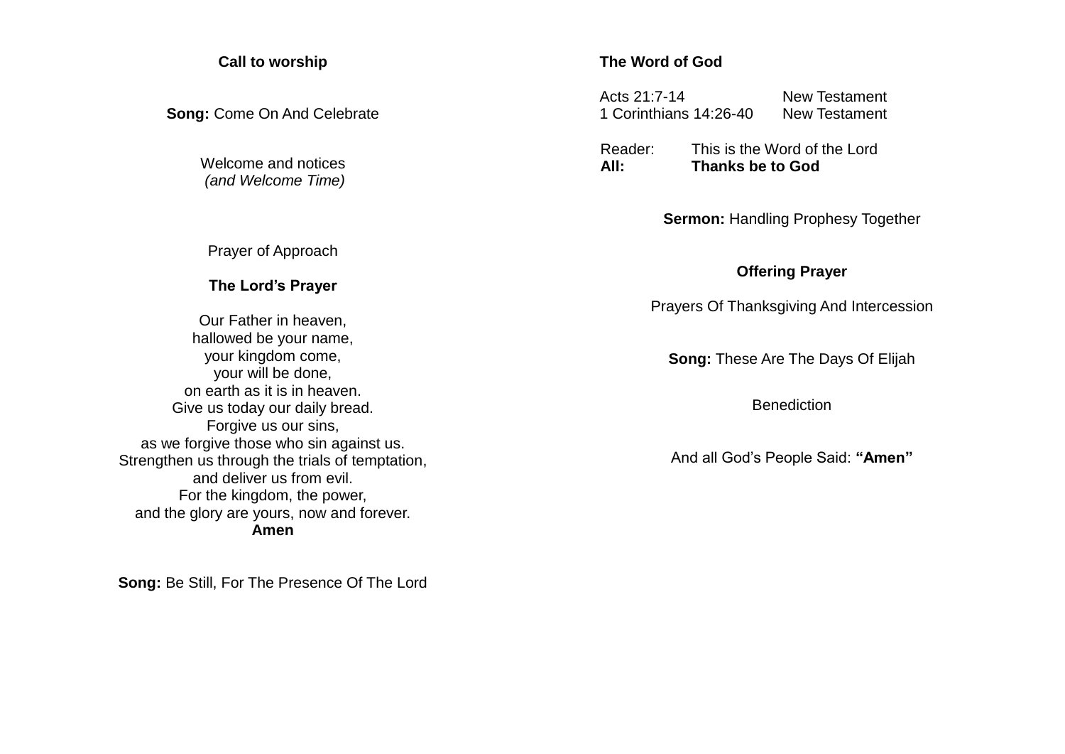**Call to worship**

**Song:** Come On And Celebrate

Welcome and notices
*(and Welcome Time)*

Prayer of Approach

**The Lord's Prayer**

Our Father in heaven,
hallowed be your name,
your kingdom come,
your will be done,
on earth as it is in heaven.
Give us today our daily bread.
Forgive us our sins,
as we forgive those who sin against us.
Strengthen us through the trials of temptation,
and deliver us from evil.
For the kingdom, the power,
and the glory are yours, now and forever.
**Amen**

**Song:** Be Still, For The Presence Of The Lord

**The Word of God**

| | |
|---|---|
| Acts 21:7-14 | New Testament |
| 1 Corinthians 14:26-40 | New Testament |

| | |
|---|---|
| Reader: | This is the Word of the Lord |
| **All:** | **Thanks be to God** |

**Sermon:** Handling Prophesy Together

**Offering Prayer**

Prayers Of Thanksgiving And Intercession

**Song:** These Are The Days Of Elijah

Benediction

And all God's People Said: **"Amen"**